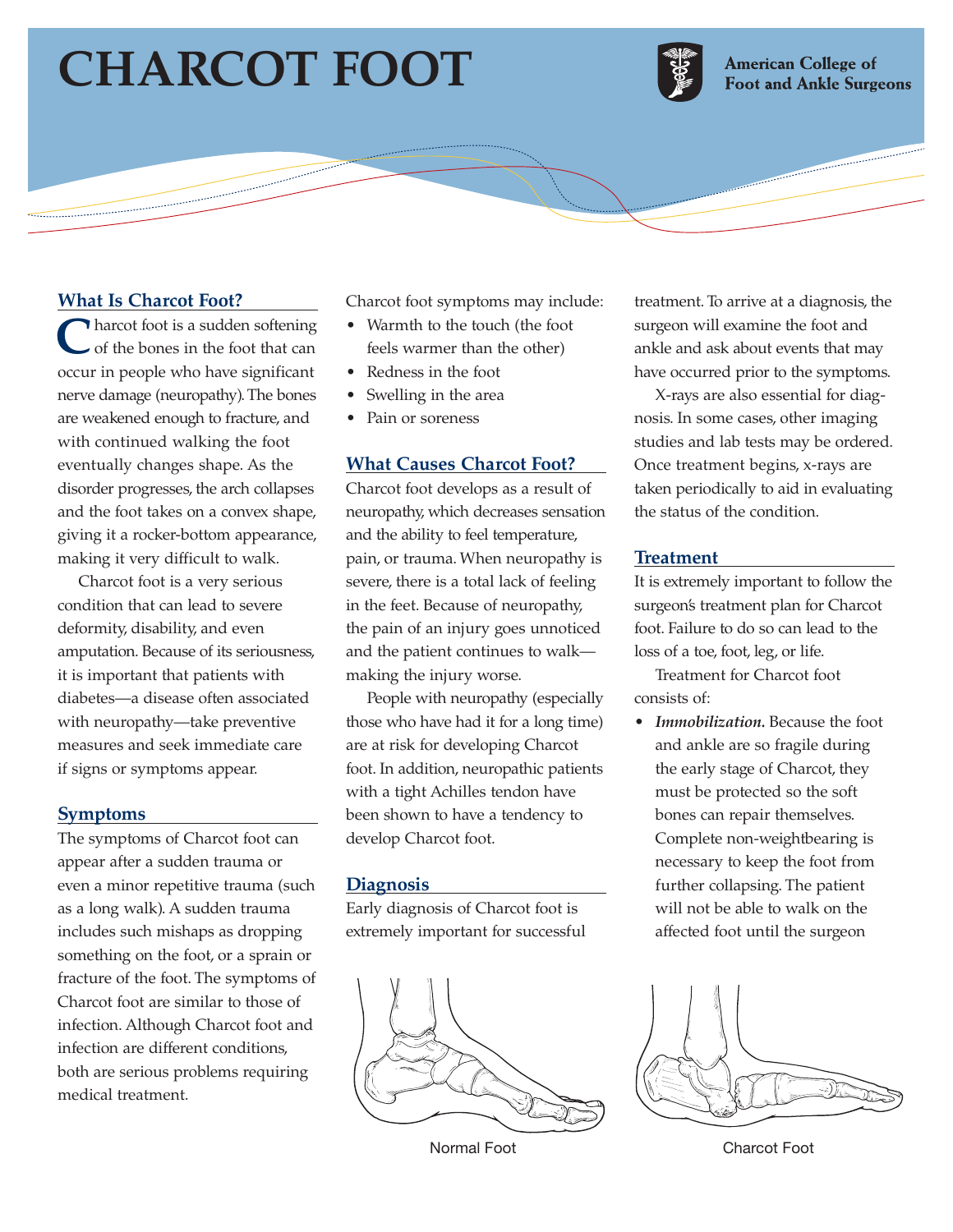# CHARCOT FOOT

American College of Foot and Ankle Surgeons

## What Is Charcot Foot?

Charcot foot is a sudden softening of the bones in the foot that can occur in people who have significant nerve damage (neuropathy). The bones are weakened enough to fracture, and with continued walking the foot eventually changes shape. As the disorder progresses, the arch collapses and the foot takes on a convex shape, giving it a rocker-bottom appearance, making it very difficult to walk.

Charcot foot is a very serious condition that can lead to severe deformity, disability, and even amputation. Because of its seriousness, it is important that patients with diabetes—a disease often associated with neuropathy—take preventive measures and seek immediate care if signs or symptoms appear.

## Symptoms

The symptoms of Charcot foot can appear after a sudden trauma or even a minor repetitive trauma (such as a long walk). A sudden trauma includes such mishaps as dropping something on the foot, or a sprain or fracture of the foot. The symptoms of Charcot foot are similar to those of infection. Although Charcot foot and infection are different conditions, both are serious problems requiring medical treatment.

Charcot foot symptoms may include:

- Warmth to the touch (the foot feels warmer than the other)
- Redness in the foot
- Swelling in the area
- Pain or soreness

## What Causes Charcot Foot?

Charcot foot develops as a result of neuropathy, which decreases sensation and the ability to feel temperature, pain, or trauma. When neuropathy is severe, there is a total lack of feeling in the feet. Because of neuropathy, the pain of an injury goes unnoticed and the patient continues to walk—making the injury worse.

People with neuropathy (especially those who have had it for a long time) are at risk for developing Charcot foot. In addition, neuropathic patients with a tight Achilles tendon have been shown to have a tendency to develop Charcot foot.

## Diagnosis

Early diagnosis of Charcot foot is extremely important for successful treatment. To arrive at a diagnosis, the surgeon will examine the foot and ankle and ask about events that may have occurred prior to the symptoms.

X-rays are also essential for diagnosis. In some cases, other imaging studies and lab tests may be ordered. Once treatment begins, x-rays are taken periodically to aid in evaluating the status of the condition.

## Treatment

It is extremely important to follow the surgeon's treatment plan for Charcot foot. Failure to do so can lead to the loss of a toe, foot, leg, or life.

Treatment for Charcot foot consists of:

- ***Immobilization.*** Because the foot and ankle are so fragile during the early stage of Charcot, they must be protected so the soft bones can repair themselves. Complete non-weightbearing is necessary to keep the foot from further collapsing. The patient will not be able to walk on the affected foot until the surgeon

Normal Foot

Charcot Foot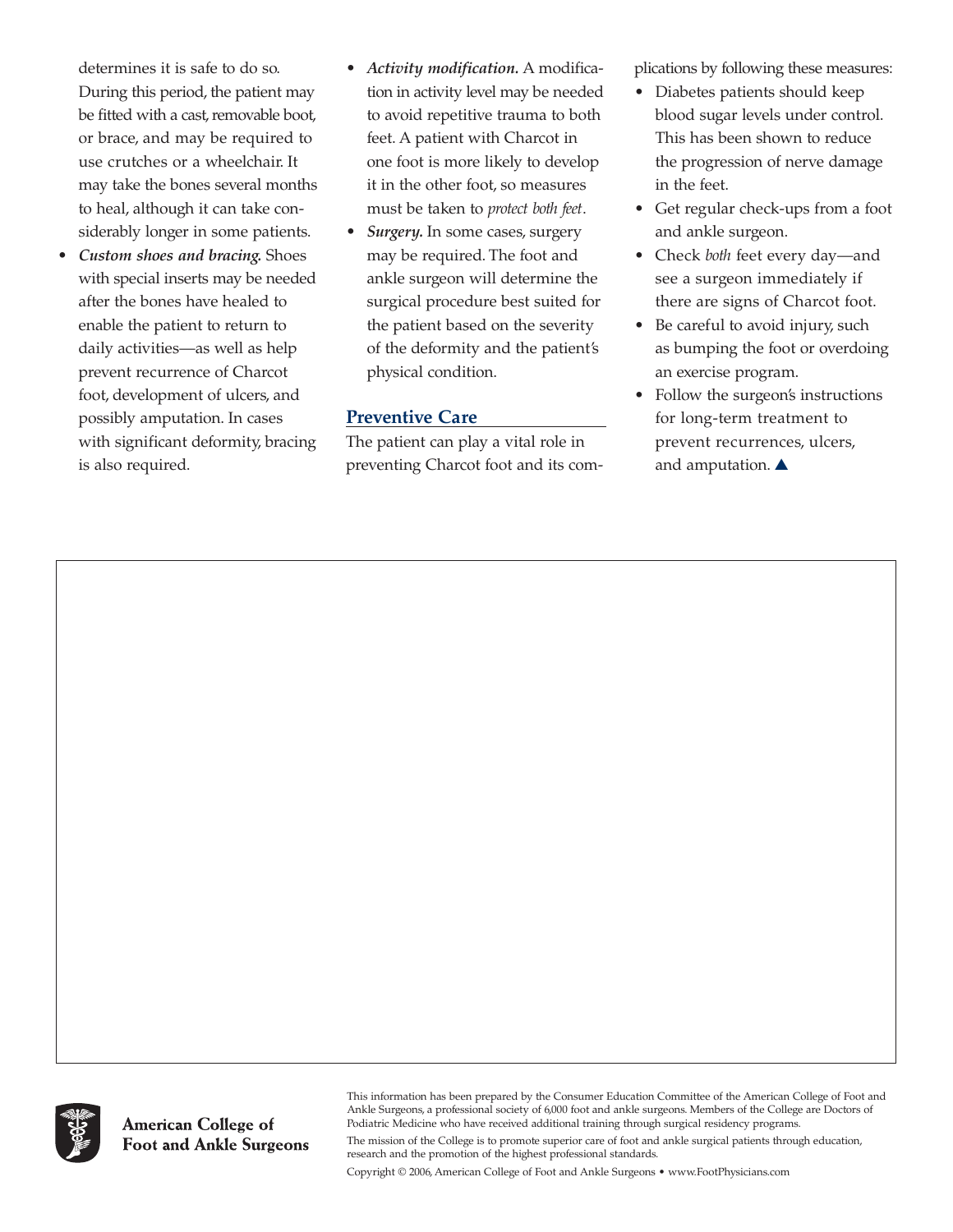determines it is safe to do so. During this period, the patient may be fitted with a cast, removable boot, or brace, and may be required to use crutches or a wheelchair. It may take the bones several months to heal, although it can take considerably longer in some patients.

- ***Custom shoes and bracing.*** Shoes with special inserts may be needed after the bones have healed to enable the patient to return to daily activities—as well as help prevent recurrence of Charcot foot, development of ulcers, and possibly amputation. In cases with significant deformity, bracing is also required.
- ***Activity modification.*** A modification in activity level may be needed to avoid repetitive trauma to both feet. A patient with Charcot in one foot is more likely to develop it in the other foot, so measures must be taken to *protect both feet*.
- ***Surgery.*** In some cases, surgery may be required. The foot and ankle surgeon will determine the surgical procedure best suited for the patient based on the severity of the deformity and the patient's physical condition.

## Preventive Care

The patient can play a vital role in preventing Charcot foot and its complications by following these measures:

- Diabetes patients should keep blood sugar levels under control. This has been shown to reduce the progression of nerve damage in the feet.
- Get regular check-ups from a foot and ankle surgeon.
- Check *both* feet every day—and see a surgeon immediately if there are signs of Charcot foot.
- Be careful to avoid injury, such as bumping the foot or overdoing an exercise program.
- Follow the surgeon's instructions for long-term treatment to prevent recurrences, ulcers, and amputation. ▲

**American College of Foot and Ankle Surgeons**

This information has been prepared by the Consumer Education Committee of the American College of Foot and Ankle Surgeons, a professional society of 6,000 foot and ankle surgeons. Members of the College are Doctors of Podiatric Medicine who have received additional training through surgical residency programs.

The mission of the College is to promote superior care of foot and ankle surgical patients through education, research and the promotion of the highest professional standards.

Copyright © 2006, American College of Foot and Ankle Surgeons • www.FootPhysicians.com